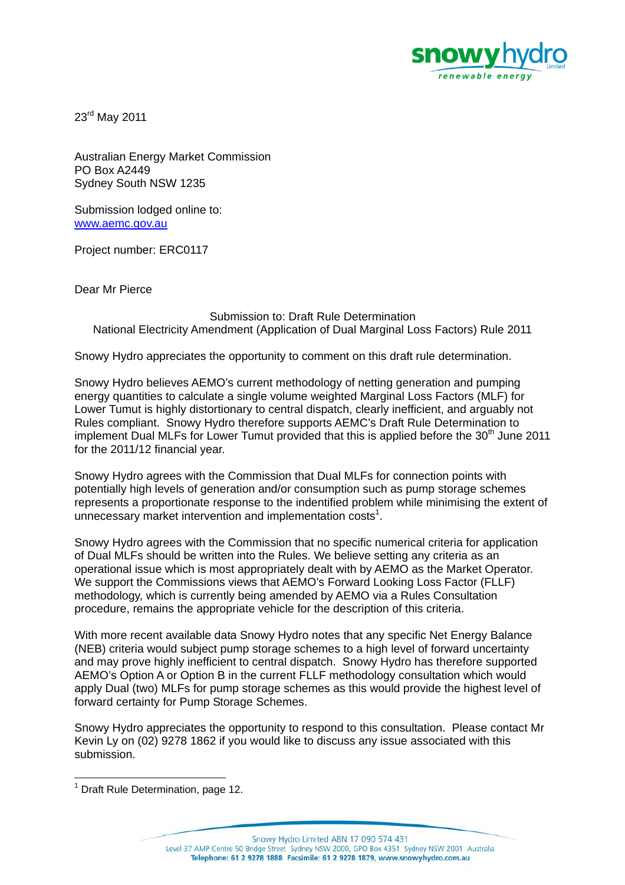23rd May 2011

Australian Energy Market Commission
PO Box A2449
Sydney South NSW 1235

Submission lodged online to:
www.aemc.gov.au

Project number: ERC0117

Dear Mr Pierce

Submission to: Draft Rule Determination
National Electricity Amendment (Application of Dual Marginal Loss Factors) Rule 2011

Snowy Hydro appreciates the opportunity to comment on this draft rule determination.

Snowy Hydro believes AEMO's current methodology of netting generation and pumping energy quantities to calculate a single volume weighted Marginal Loss Factors (MLF) for Lower Tumut is highly distortionary to central dispatch, clearly inefficient, and arguably not Rules compliant. Snowy Hydro therefore supports AEMC's Draft Rule Determination to implement Dual MLFs for Lower Tumut provided that this is applied before the 30th June 2011 for the 2011/12 financial year.

Snowy Hydro agrees with the Commission that Dual MLFs for connection points with potentially high levels of generation and/or consumption such as pump storage schemes represents a proportionate response to the indentified problem while minimising the extent of unnecessary market intervention and implementation costs[1].

Snowy Hydro agrees with the Commission that no specific numerical criteria for application of Dual MLFs should be written into the Rules. We believe setting any criteria as an operational issue which is most appropriately dealt with by AEMO as the Market Operator. We support the Commissions views that AEMO's Forward Looking Loss Factor (FLLF) methodology, which is currently being amended by AEMO via a Rules Consultation procedure, remains the appropriate vehicle for the description of this criteria.

With more recent available data Snowy Hydro notes that any specific Net Energy Balance (NEB) criteria would subject pump storage schemes to a high level of forward uncertainty and may prove highly inefficient to central dispatch. Snowy Hydro has therefore supported AEMO's Option A or Option B in the current FLLF methodology consultation which would apply Dual (two) MLFs for pump storage schemes as this would provide the highest level of forward certainty for Pump Storage Schemes.

Snowy Hydro appreciates the opportunity to respond to this consultation. Please contact Mr Kevin Ly on (02) 9278 1862 if you would like to discuss any issue associated with this submission.

[1] Draft Rule Determination, page 12.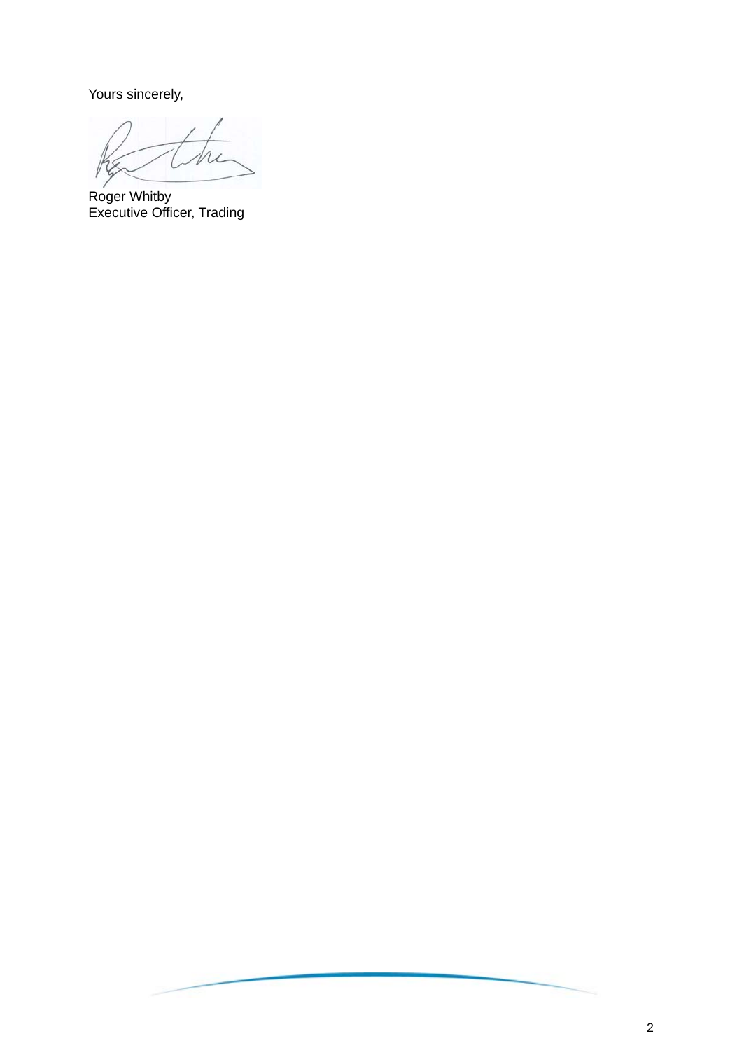Yours sincerely,

Roger Whitby
Executive Officer, Trading